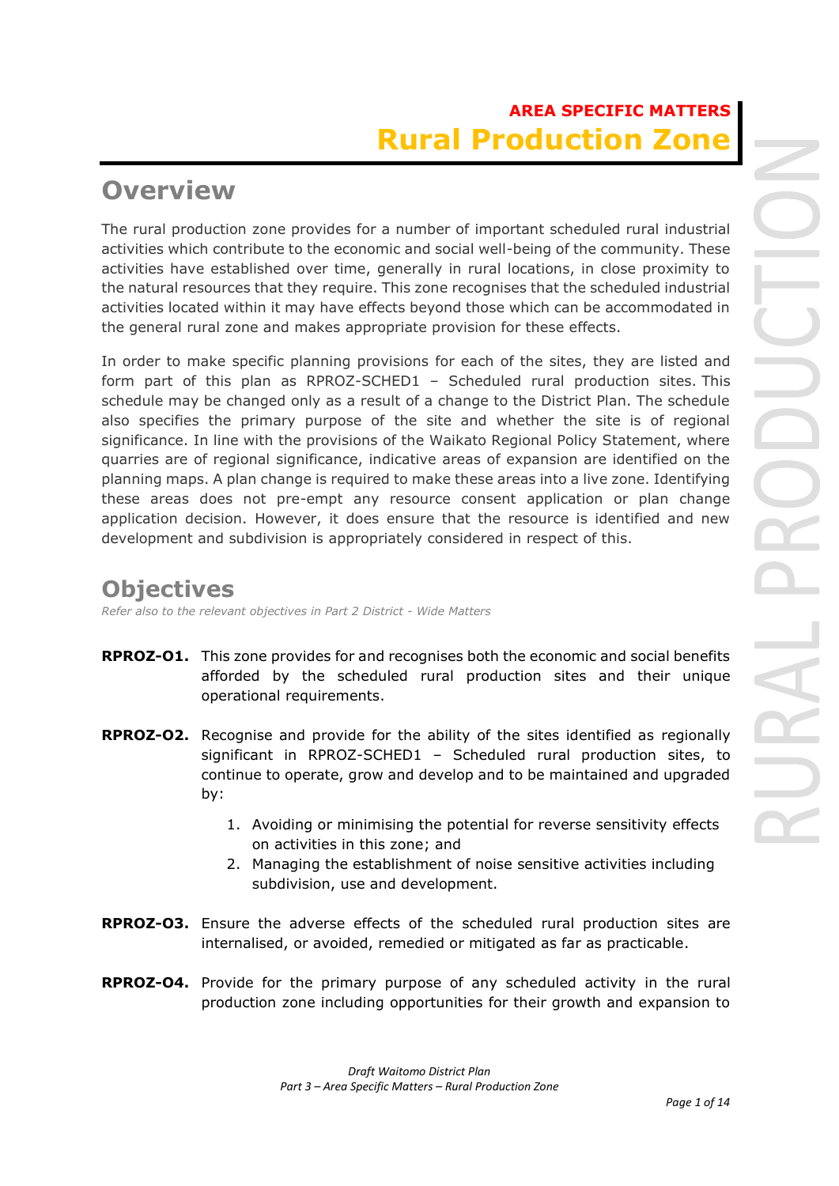**AREA SPECIFIC MATTERS**

# Rural Production Zone

## Overview

The rural production zone provides for a number of important scheduled rural industrial activities which contribute to the economic and social well-being of the community. These activities have established over time, generally in rural locations, in close proximity to the natural resources that they require. This zone recognises that the scheduled industrial activities located within it may have effects beyond those which can be accommodated in the general rural zone and makes appropriate provision for these effects.

In order to make specific planning provisions for each of the sites, they are listed and form part of this plan as RPROZ-SCHED1 – Scheduled rural production sites. This schedule may be changed only as a result of a change to the District Plan. The schedule also specifies the primary purpose of the site and whether the site is of regional significance. In line with the provisions of the Waikato Regional Policy Statement, where quarries are of regional significance, indicative areas of expansion are identified on the planning maps. A plan change is required to make these areas into a live zone. Identifying these areas does not pre-empt any resource consent application or plan change application decision. However, it does ensure that the resource is identified and new development and subdivision is appropriately considered in respect of this.

## Objectives

*Refer also to the relevant objectives in Part 2 District - Wide Matters*

**RPROZ-O1.** This zone provides for and recognises both the economic and social benefits afforded by the scheduled rural production sites and their unique operational requirements.

**RPROZ-O2.** Recognise and provide for the ability of the sites identified as regionally significant in RPROZ-SCHED1 – Scheduled rural production sites, to continue to operate, grow and develop and to be maintained and upgraded by:

1. Avoiding or minimising the potential for reverse sensitivity effects on activities in this zone; and
2. Managing the establishment of noise sensitive activities including subdivision, use and development.

**RPROZ-O3.** Ensure the adverse effects of the scheduled rural production sites are internalised, or avoided, remedied or mitigated as far as practicable.

**RPROZ-O4.** Provide for the primary purpose of any scheduled activity in the rural production zone including opportunities for their growth and expansion to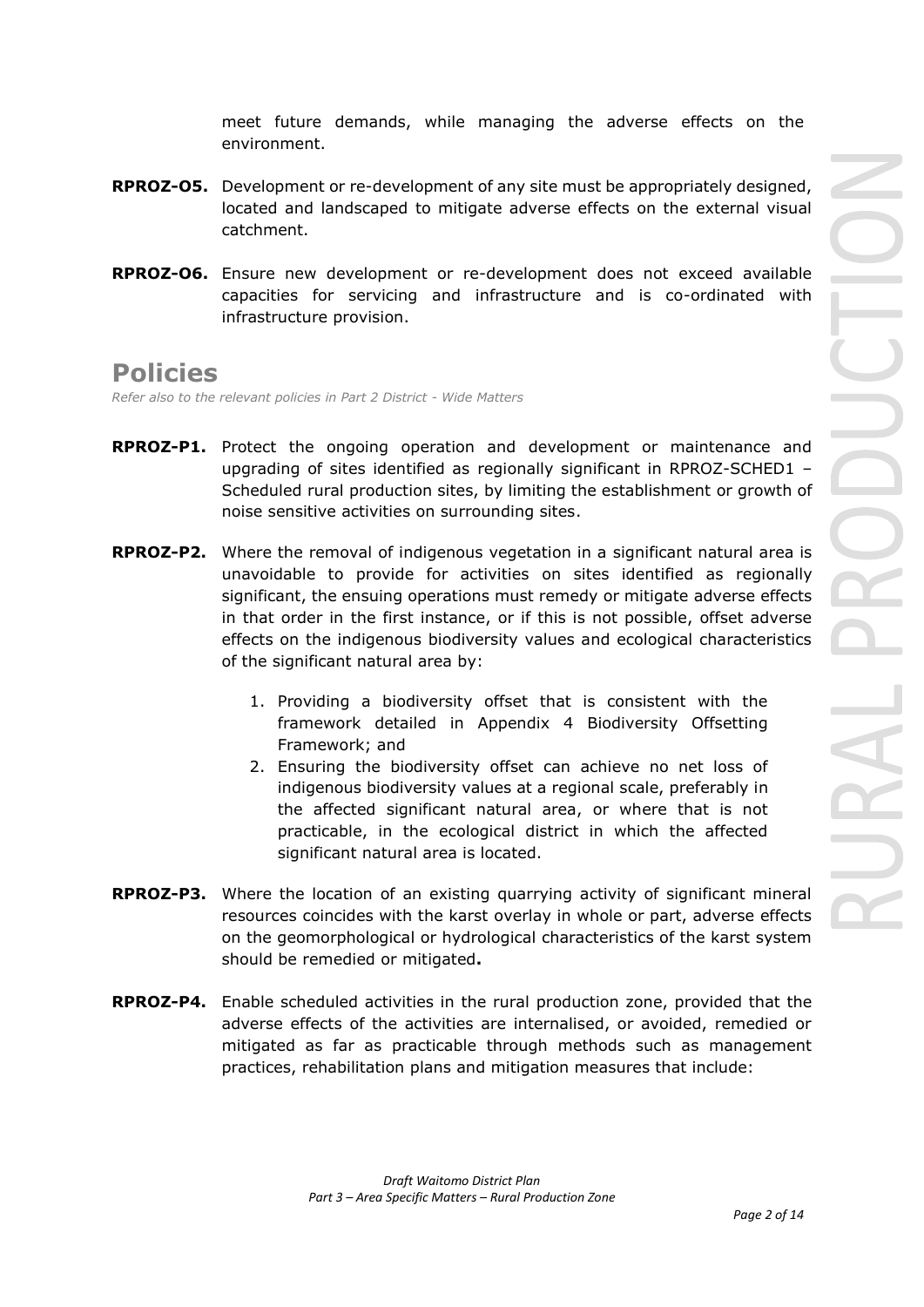meet future demands, while managing the adverse effects on the environment.

**RPROZ-O5.** Development or re-development of any site must be appropriately designed, located and landscaped to mitigate adverse effects on the external visual catchment.

**RPROZ-O6.** Ensure new development or re-development does not exceed available capacities for servicing and infrastructure and is co-ordinated with infrastructure provision.

## Policies

*Refer also to the relevant policies in Part 2 District - Wide Matters*

**RPROZ-P1.** Protect the ongoing operation and development or maintenance and upgrading of sites identified as regionally significant in RPROZ-SCHED1 – Scheduled rural production sites, by limiting the establishment or growth of noise sensitive activities on surrounding sites.

**RPROZ-P2.** Where the removal of indigenous vegetation in a significant natural area is unavoidable to provide for activities on sites identified as regionally significant, the ensuing operations must remedy or mitigate adverse effects in that order in the first instance, or if this is not possible, offset adverse effects on the indigenous biodiversity values and ecological characteristics of the significant natural area by:

1. Providing a biodiversity offset that is consistent with the framework detailed in Appendix 4 Biodiversity Offsetting Framework; and
2. Ensuring the biodiversity offset can achieve no net loss of indigenous biodiversity values at a regional scale, preferably in the affected significant natural area, or where that is not practicable, in the ecological district in which the affected significant natural area is located.

**RPROZ-P3.** Where the location of an existing quarrying activity of significant mineral resources coincides with the karst overlay in whole or part, adverse effects on the geomorphological or hydrological characteristics of the karst system should be remedied or mitigated**.**

**RPROZ-P4.** Enable scheduled activities in the rural production zone, provided that the adverse effects of the activities are internalised, or avoided, remedied or mitigated as far as practicable through methods such as management practices, rehabilitation plans and mitigation measures that include: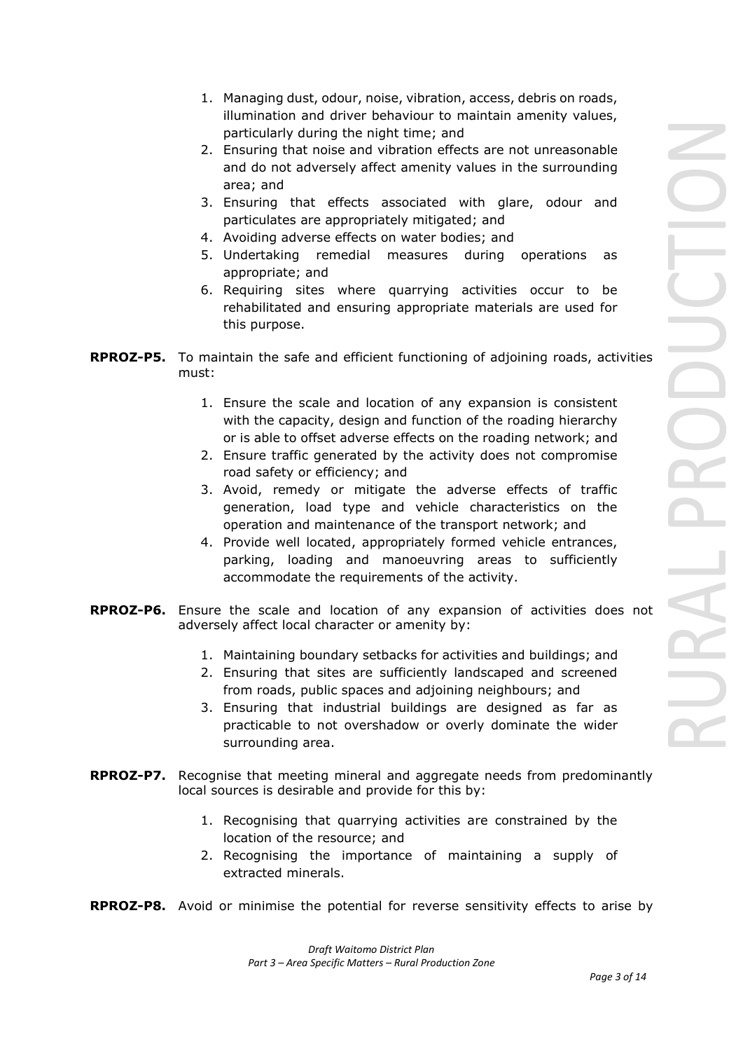1. Managing dust, odour, noise, vibration, access, debris on roads, illumination and driver behaviour to maintain amenity values, particularly during the night time; and
2. Ensuring that noise and vibration effects are not unreasonable and do not adversely affect amenity values in the surrounding area; and
3. Ensuring that effects associated with glare, odour and particulates are appropriately mitigated; and
4. Avoiding adverse effects on water bodies; and
5. Undertaking remedial measures during operations as appropriate; and
6. Requiring sites where quarrying activities occur to be rehabilitated and ensuring appropriate materials are used for this purpose.

**RPROZ-P5.** To maintain the safe and efficient functioning of adjoining roads, activities must:

1. Ensure the scale and location of any expansion is consistent with the capacity, design and function of the roading hierarchy or is able to offset adverse effects on the roading network; and
2. Ensure traffic generated by the activity does not compromise road safety or efficiency; and
3. Avoid, remedy or mitigate the adverse effects of traffic generation, load type and vehicle characteristics on the operation and maintenance of the transport network; and
4. Provide well located, appropriately formed vehicle entrances, parking, loading and manoeuvring areas to sufficiently accommodate the requirements of the activity.

**RPROZ-P6.** Ensure the scale and location of any expansion of activities does not adversely affect local character or amenity by:

1. Maintaining boundary setbacks for activities and buildings; and
2. Ensuring that sites are sufficiently landscaped and screened from roads, public spaces and adjoining neighbours; and
3. Ensuring that industrial buildings are designed as far as practicable to not overshadow or overly dominate the wider surrounding area.

**RPROZ-P7.** Recognise that meeting mineral and aggregate needs from predominantly local sources is desirable and provide for this by:

1. Recognising that quarrying activities are constrained by the location of the resource; and
2. Recognising the importance of maintaining a supply of extracted minerals.

**RPROZ-P8.** Avoid or minimise the potential for reverse sensitivity effects to arise by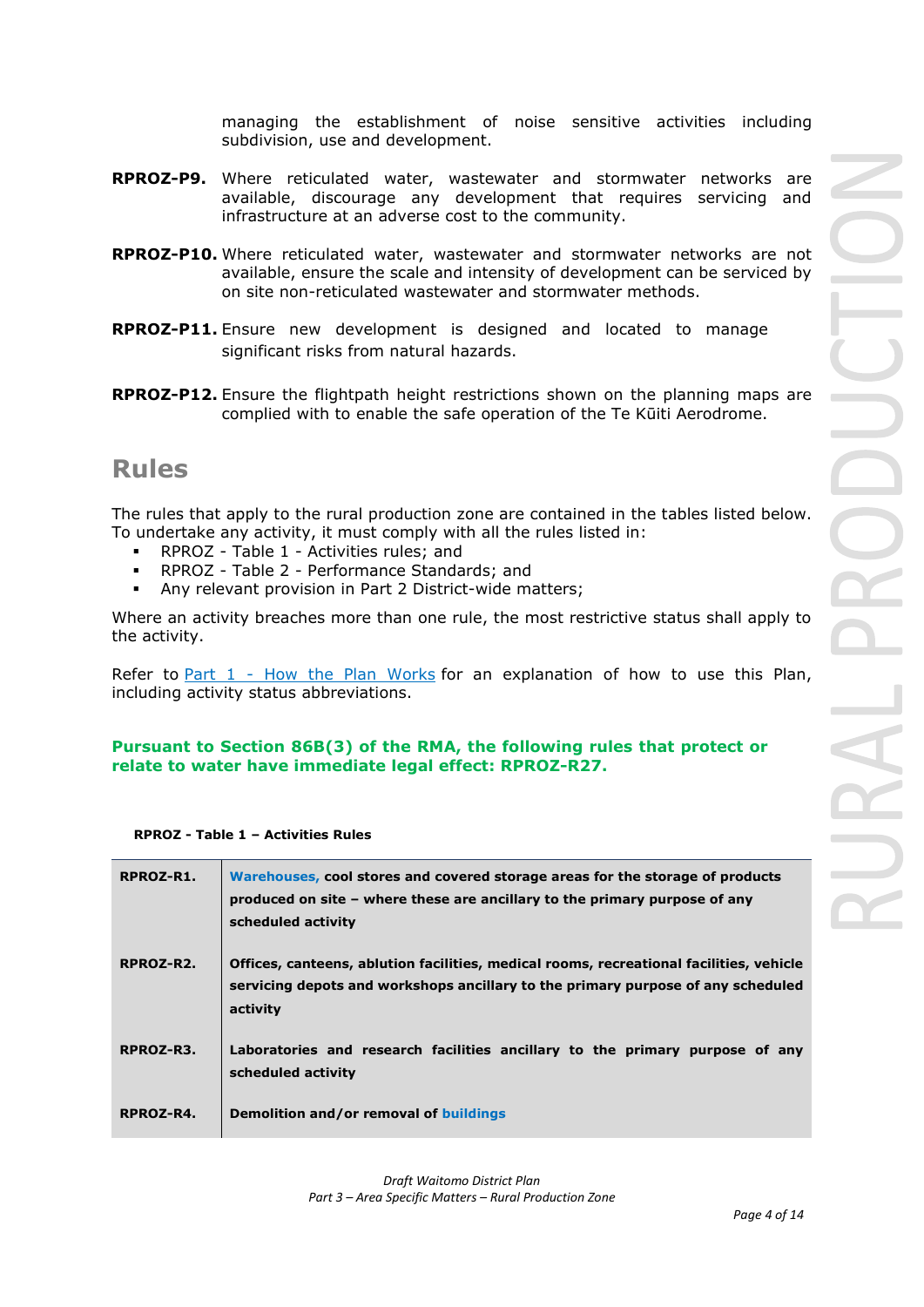managing the establishment of noise sensitive activities including subdivision, use and development.

**RPROZ-P9.** Where reticulated water, wastewater and stormwater networks are available, discourage any development that requires servicing and infrastructure at an adverse cost to the community.

**RPROZ-P10.** Where reticulated water, wastewater and stormwater networks are not available, ensure the scale and intensity of development can be serviced by on site non-reticulated wastewater and stormwater methods.

**RPROZ-P11.** Ensure new development is designed and located to manage significant risks from natural hazards.

**RPROZ-P12.** Ensure the flightpath height restrictions shown on the planning maps are complied with to enable the safe operation of the Te Kūiti Aerodrome.

## Rules

The rules that apply to the rural production zone are contained in the tables listed below. To undertake any activity, it must comply with all the rules listed in:

- RPROZ - Table 1 - Activities rules; and
- RPROZ - Table 2 - Performance Standards; and
- Any relevant provision in Part 2 District-wide matters;

Where an activity breaches more than one rule, the most restrictive status shall apply to the activity.

Refer to Part 1 - How the Plan Works for an explanation of how to use this Plan, including activity status abbreviations.

**Pursuant to Section 86B(3) of the RMA, the following rules that protect or relate to water have immediate legal effect: RPROZ-R27.**

**RPROZ - Table 1 – Activities Rules**

| | |
|---|---|
| **RPROZ-R1.** | **Warehouses, cool stores and covered storage areas for the storage of products produced on site – where these are ancillary to the primary purpose of any scheduled activity** |
| **RPROZ-R2.** | **Offices, canteens, ablution facilities, medical rooms, recreational facilities, vehicle servicing depots and workshops ancillary to the primary purpose of any scheduled activity** |
| **RPROZ-R3.** | **Laboratories and research facilities ancillary to the primary purpose of any scheduled activity** |
| **RPROZ-R4.** | **Demolition and/or removal of buildings** |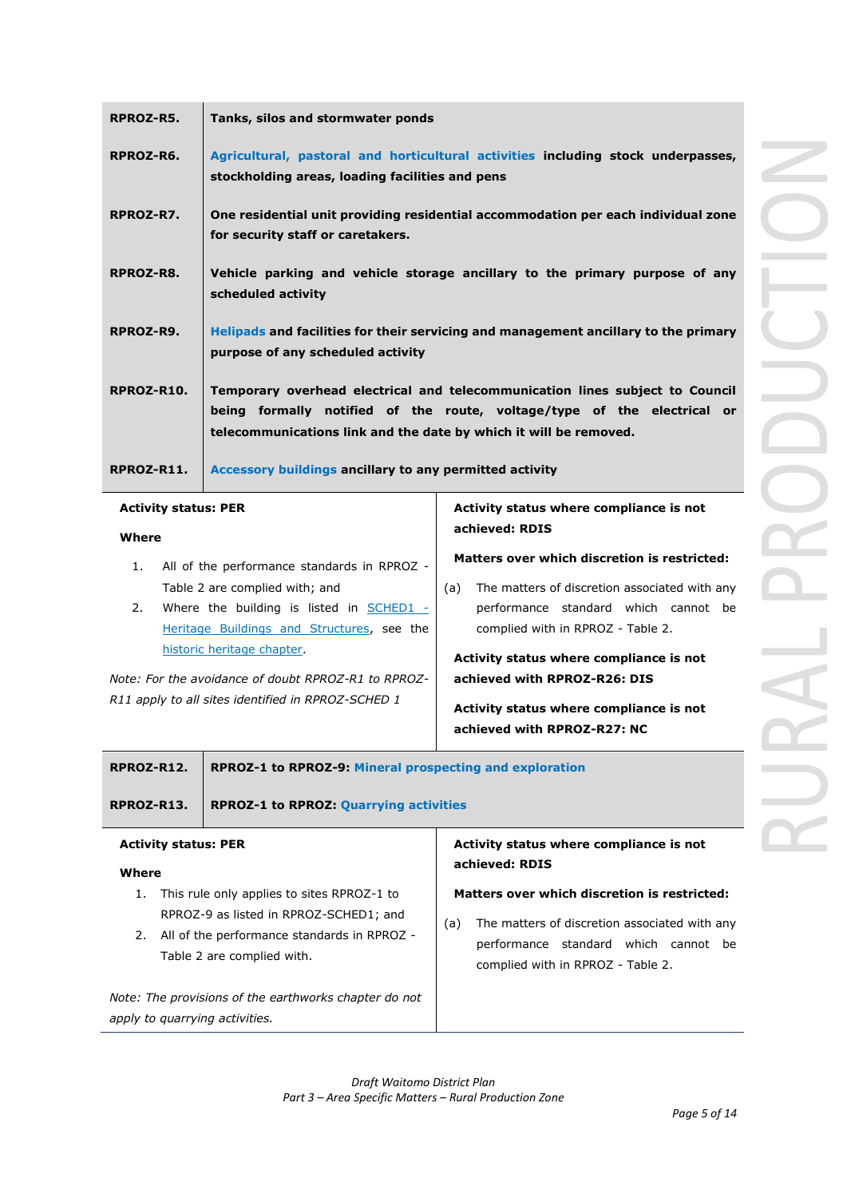| Rule | Activity |
|---|---|
| **RPROZ-R5.** | **Tanks, silos and stormwater ponds** |
| **RPROZ-R6.** | **Agricultural, pastoral and horticultural activities including stock underpasses, stockholding areas, loading facilities and pens** |
| **RPROZ-R7.** | **One residential unit providing residential accommodation per each individual zone for security staff or caretakers.** |
| **RPROZ-R8.** | **Vehicle parking and vehicle storage ancillary to the primary purpose of any scheduled activity** |
| **RPROZ-R9.** | **Helipads and facilities for their servicing and management ancillary to the primary purpose of any scheduled activity** |
| **RPROZ-R10.** | **Temporary overhead electrical and telecommunication lines subject to Council being formally notified of the route, voltage/type of the electrical or telecommunications link and the date by which it will be removed.** |
| **RPROZ-R11.** | **Accessory buildings ancillary to any permitted activity** |

| | |
|---|---|
| **Activity status: PER**<br><br>**Where**<br><br>1. All of the performance standards in RPROZ - Table 2 are complied with; and<br>2. Where the building is listed in SCHED1 - Heritage Buildings and Structures, see the historic heritage chapter.<br><br>*Note: For the avoidance of doubt RPROZ-R1 to RPROZ-R11 apply to all sites identified in RPROZ-SCHED 1* | **Activity status where compliance is not achieved: RDIS**<br><br>**Matters over which discretion is restricted:**<br><br>(a) The matters of discretion associated with any performance standard which cannot be complied with in RPROZ - Table 2.<br><br>**Activity status where compliance is not achieved with RPROZ-R26: DIS**<br><br>**Activity status where compliance is not achieved with RPROZ-R27: NC** |

| Rule | Activity |
|---|---|
| **RPROZ-R12.** | **RPROZ-1 to RPROZ-9: Mineral prospecting and exploration** |
| **RPROZ-R13.** | **RPROZ-1 to RPROZ: Quarrying activities** |

| | |
|---|---|
| **Activity status: PER**<br><br>**Where**<br><br>1. This rule only applies to sites RPROZ-1 to RPROZ-9 as listed in RPROZ-SCHED1; and<br>2. All of the performance standards in RPROZ - Table 2 are complied with.<br><br>*Note: The provisions of the earthworks chapter do not apply to quarrying activities.* | **Activity status where compliance is not achieved: RDIS**<br><br>**Matters over which discretion is restricted:**<br><br>(a) The matters of discretion associated with any performance standard which cannot be complied with in RPROZ - Table 2. |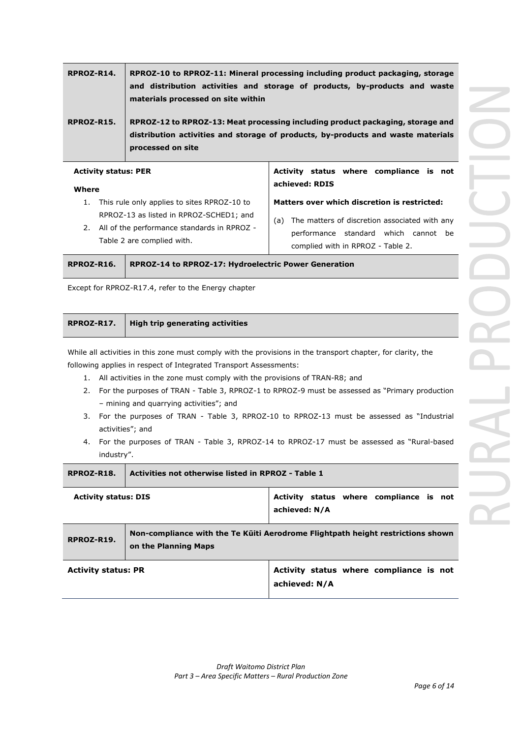| RPROZ-R14. | RPROZ-10 to RPROZ-11: Mineral processing including product packaging, storage and distribution activities and storage of products, by-products and waste materials processed on site within |
|---|---|
| **RPROZ-R15.** | **RPROZ-12 to RPROZ-13: Meat processing including product packaging, storage and distribution activities and storage of products, by-products and waste materials processed on site** |

| Activity status: PER | Activity status where compliance is not achieved: RDIS |
|---|---|
| **Where**<br>1. This rule only applies to sites RPROZ-10 to RPROZ-13 as listed in RPROZ-SCHED1; and<br>2. All of the performance standards in RPROZ - Table 2 are complied with. | **Matters over which discretion is restricted:**<br>(a) The matters of discretion associated with any performance standard which cannot be complied with in RPROZ - Table 2. |

| RPROZ-R16. | RPROZ-14 to RPROZ-17: Hydroelectric Power Generation |
|---|---|

Except for RPROZ-R17.4, refer to the Energy chapter

| RPROZ-R17. | High trip generating activities |
|---|---|

While all activities in this zone must comply with the provisions in the transport chapter, for clarity, the following applies in respect of Integrated Transport Assessments:

1. All activities in the zone must comply with the provisions of TRAN-R8; and
2. For the purposes of TRAN - Table 3, RPROZ-1 to RPROZ-9 must be assessed as "Primary production – mining and quarrying activities"; and
3. For the purposes of TRAN - Table 3, RPROZ-10 to RPROZ-13 must be assessed as "Industrial activities"; and
4. For the purposes of TRAN - Table 3, RPROZ-14 to RPROZ-17 must be assessed as "Rural-based industry".

| RPROZ-R18. | Activities not otherwise listed in RPROZ - Table 1 |
|---|---|
| **Activity status: DIS** | **Activity status where compliance is not achieved: N/A** |

| RPROZ-R19. | Non-compliance with the Te Kūiti Aerodrome Flightpath height restrictions shown on the Planning Maps |
|---|---|
| **Activity status: PR** | **Activity status where compliance is not achieved: N/A** |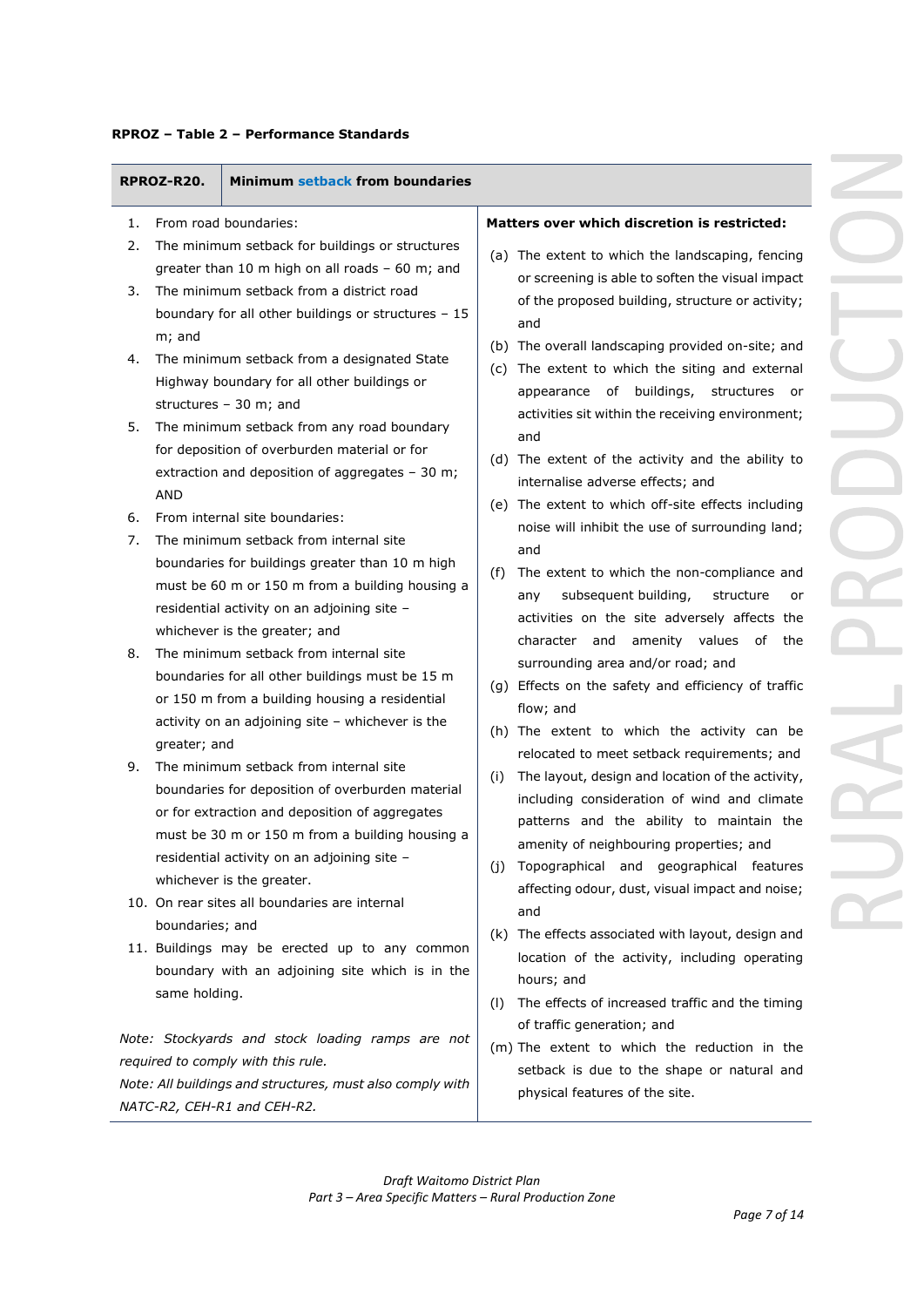**RPROZ – Table 2 – Performance Standards**

| RPROZ-R20. | Minimum setback from boundaries |
|---|---|
| 1. From road boundaries:<br>2. The minimum setback for buildings or structures greater than 10 m high on all roads – 60 m; and<br>3. The minimum setback from a district road boundary for all other buildings or structures – 15 m; and<br>4. The minimum setback from a designated State Highway boundary for all other buildings or structures – 30 m; and<br>5. The minimum setback from any road boundary for deposition of overburden material or for extraction and deposition of aggregates – 30 m; AND<br>6. From internal site boundaries:<br>7. The minimum setback from internal site boundaries for buildings greater than 10 m high must be 60 m or 150 m from a building housing a residential activity on an adjoining site – whichever is the greater; and<br>8. The minimum setback from internal site boundaries for all other buildings must be 15 m or 150 m from a building housing a residential activity on an adjoining site – whichever is the greater; and<br>9. The minimum setback from internal site boundaries for deposition of overburden material or for extraction and deposition of aggregates must be 30 m or 150 m from a building housing a residential activity on an adjoining site – whichever is the greater.<br>10. On rear sites all boundaries are internal boundaries; and<br>11. Buildings may be erected up to any common boundary with an adjoining site which is in the same holding.<br><br>*Note: Stockyards and stock loading ramps are not required to comply with this rule.*<br>*Note: All buildings and structures, must also comply with NATC-R2, CEH-R1 and CEH-R2.* | **Matters over which discretion is restricted:**<br>(a) The extent to which the landscaping, fencing or screening is able to soften the visual impact of the proposed building, structure or activity; and<br>(b) The overall landscaping provided on-site; and<br>(c) The extent to which the siting and external appearance of buildings, structures or activities sit within the receiving environment; and<br>(d) The extent of the activity and the ability to internalise adverse effects; and<br>(e) The extent to which off-site effects including noise will inhibit the use of surrounding land; and<br>(f) The extent to which the non-compliance and any subsequent building, structure or activities on the site adversely affects the character and amenity values of the surrounding area and/or road; and<br>(g) Effects on the safety and efficiency of traffic flow; and<br>(h) The extent to which the activity can be relocated to meet setback requirements; and<br>(i) The layout, design and location of the activity, including consideration of wind and climate patterns and the ability to maintain the amenity of neighbouring properties; and<br>(j) Topographical and geographical features affecting odour, dust, visual impact and noise; and<br>(k) The effects associated with layout, design and location of the activity, including operating hours; and<br>(l) The effects of increased traffic and the timing of traffic generation; and<br>(m) The extent to which the reduction in the setback is due to the shape or natural and physical features of the site. |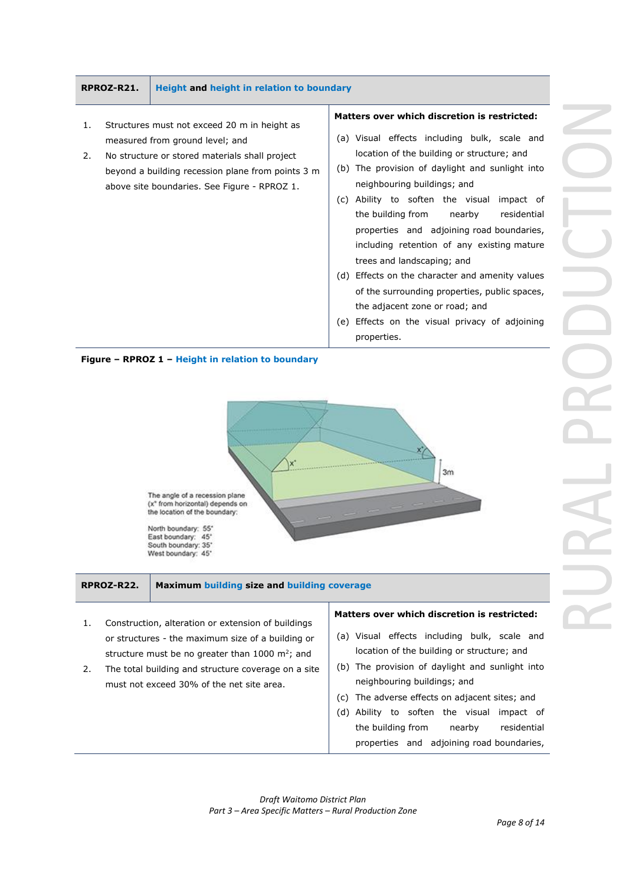| RPROZ-R21. | Height and height in relation to boundary |
|---|---|
| 1. Structures must not exceed 20 m in height as measured from ground level; and<br>2. No structure or stored materials shall project beyond a building recession plane from points 3 m above site boundaries. See Figure - RPROZ 1. | **Matters over which discretion is restricted:**<br>(a) Visual effects including bulk, scale and location of the building or structure; and<br>(b) The provision of daylight and sunlight into neighbouring buildings; and<br>(c) Ability to soften the visual impact of the building from nearby residential properties and adjoining road boundaries, including retention of any existing mature trees and landscaping; and<br>(d) Effects on the character and amenity values of the surrounding properties, public spaces, the adjacent zone or road; and<br>(e) Effects on the visual privacy of adjoining properties. |

**Figure – RPROZ 1 – Height in relation to boundary**

The angle of a recession plane (x° from horizontal) depends on the location of the boundary:

North boundary: 55°
East boundary: 45°
South boundary: 35°
West boundary: 45°

3m

| RPROZ-R22. | Maximum building size and building coverage |
|---|---|
| 1. Construction, alteration or extension of buildings or structures - the maximum size of a building or structure must be no greater than 1000 $m^2$; and<br>2. The total building and structure coverage on a site must not exceed 30% of the net site area. | **Matters over which discretion is restricted:**<br>(a) Visual effects including bulk, scale and location of the building or structure; and<br>(b) The provision of daylight and sunlight into neighbouring buildings; and<br>(c) The adverse effects on adjacent sites; and<br>(d) Ability to soften the visual impact of the building from nearby residential properties and adjoining road boundaries, |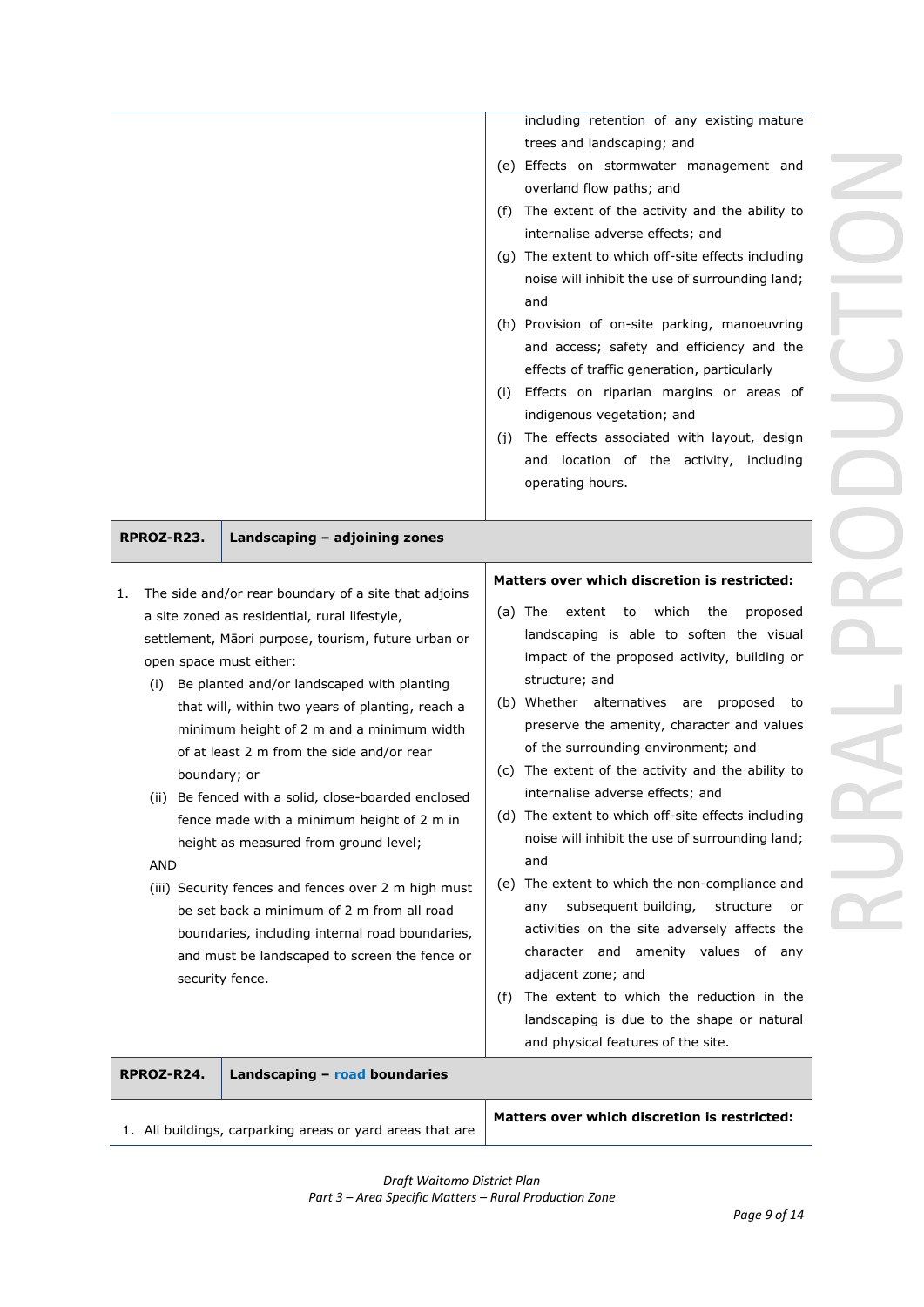| | |
|---|---|
| | including retention of any existing mature trees and landscaping; and<br>(e) Effects on stormwater management and overland flow paths; and<br>(f) The extent of the activity and the ability to internalise adverse effects; and<br>(g) The extent to which off-site effects including noise will inhibit the use of surrounding land; and<br>(h) Provision of on-site parking, manoeuvring and access; safety and efficiency and the effects of traffic generation, particularly<br>(i) Effects on riparian margins or areas of indigenous vegetation; and<br>(j) The effects associated with layout, design and location of the activity, including operating hours. |
| **RPROZ-R23. Landscaping – adjoining zones** | |
| 1. The side and/or rear boundary of a site that adjoins a site zoned as residential, rural lifestyle, settlement, Māori purpose, tourism, future urban or open space must either:<br>(i) Be planted and/or landscaped with planting that will, within two years of planting, reach a minimum height of 2 m and a minimum width of at least 2 m from the side and/or rear boundary; or<br>(ii) Be fenced with a solid, close-boarded enclosed fence made with a minimum height of 2 m in height as measured from ground level;<br>AND<br>(iii) Security fences and fences over 2 m high must be set back a minimum of 2 m from all road boundaries, including internal road boundaries, and must be landscaped to screen the fence or security fence. | **Matters over which discretion is restricted:**<br>(a) The extent to which the proposed landscaping is able to soften the visual impact of the proposed activity, building or structure; and<br>(b) Whether alternatives are proposed to preserve the amenity, character and values of the surrounding environment; and<br>(c) The extent of the activity and the ability to internalise adverse effects; and<br>(d) The extent to which off-site effects including noise will inhibit the use of surrounding land; and<br>(e) The extent to which the non-compliance and any subsequent building, structure or activities on the site adversely affects the character and amenity values of any adjacent zone; and<br>(f) The extent to which the reduction in the landscaping is due to the shape or natural and physical features of the site. |
| **RPROZ-R24. Landscaping – road boundaries** | |
| 1. All buildings, carparking areas or yard areas that are | **Matters over which discretion is restricted:** |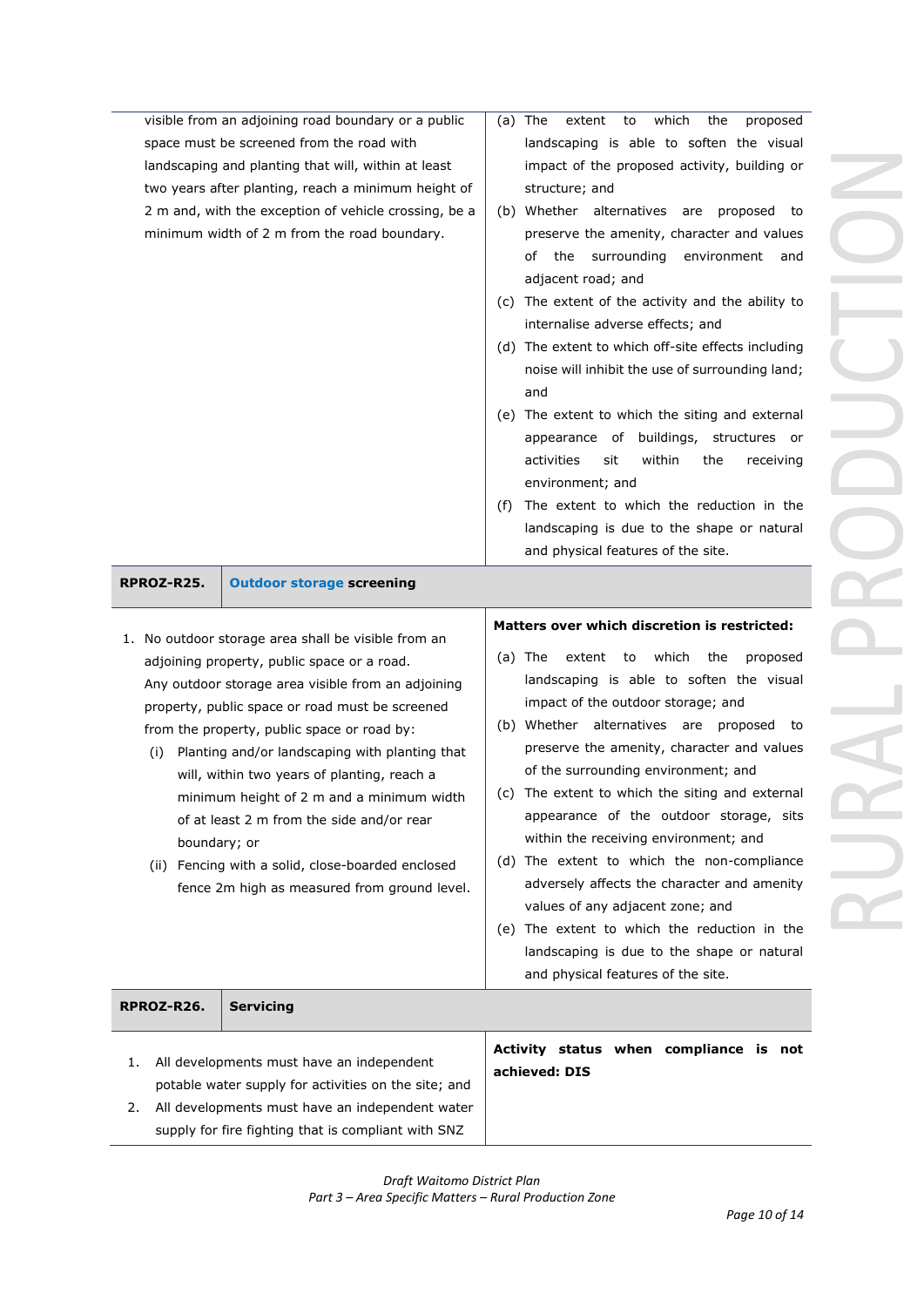| | |
|---|---|
| visible from an adjoining road boundary or a public space must be screened from the road with landscaping and planting that will, within at least two years after planting, reach a minimum height of 2 m and, with the exception of vehicle crossing, be a minimum width of 2 m from the road boundary. | (a) The extent to which the proposed landscaping is able to soften the visual impact of the proposed activity, building or structure; and<br>(b) Whether alternatives are proposed to preserve the amenity, character and values of the surrounding environment and adjacent road; and<br>(c) The extent of the activity and the ability to internalise adverse effects; and<br>(d) The extent to which off-site effects including noise will inhibit the use of surrounding land; and<br>(e) The extent to which the siting and external appearance of buildings, structures or activities sit within the receiving environment; and<br>(f) The extent to which the reduction in the landscaping is due to the shape or natural and physical features of the site. |

| **RPROZ-R25.** | **Outdoor storage screening** |
|---|---|
| 1. No outdoor storage area shall be visible from an adjoining property, public space or a road.<br>Any outdoor storage area visible from an adjoining property, public space or road must be screened from the property, public space or road by:<br>(i) Planting and/or landscaping with planting that will, within two years of planting, reach a minimum height of 2 m and a minimum width of at least 2 m from the side and/or rear boundary; or<br>(ii) Fencing with a solid, close-boarded enclosed fence 2m high as measured from ground level. | **Matters over which discretion is restricted:**<br>(a) The extent to which the proposed landscaping is able to soften the visual impact of the outdoor storage; and<br>(b) Whether alternatives are proposed to preserve the amenity, character and values of the surrounding environment; and<br>(c) The extent to which the siting and external appearance of the outdoor storage, sits within the receiving environment; and<br>(d) The extent to which the non-compliance adversely affects the character and amenity values of any adjacent zone; and<br>(e) The extent to which the reduction in the landscaping is due to the shape or natural and physical features of the site. |

| **RPROZ-R26.** | **Servicing** |
|---|---|
| 1. All developments must have an independent potable water supply for activities on the site; and<br>2. All developments must have an independent water supply for fire fighting that is compliant with SNZ | **Activity status when compliance is not achieved: DIS** |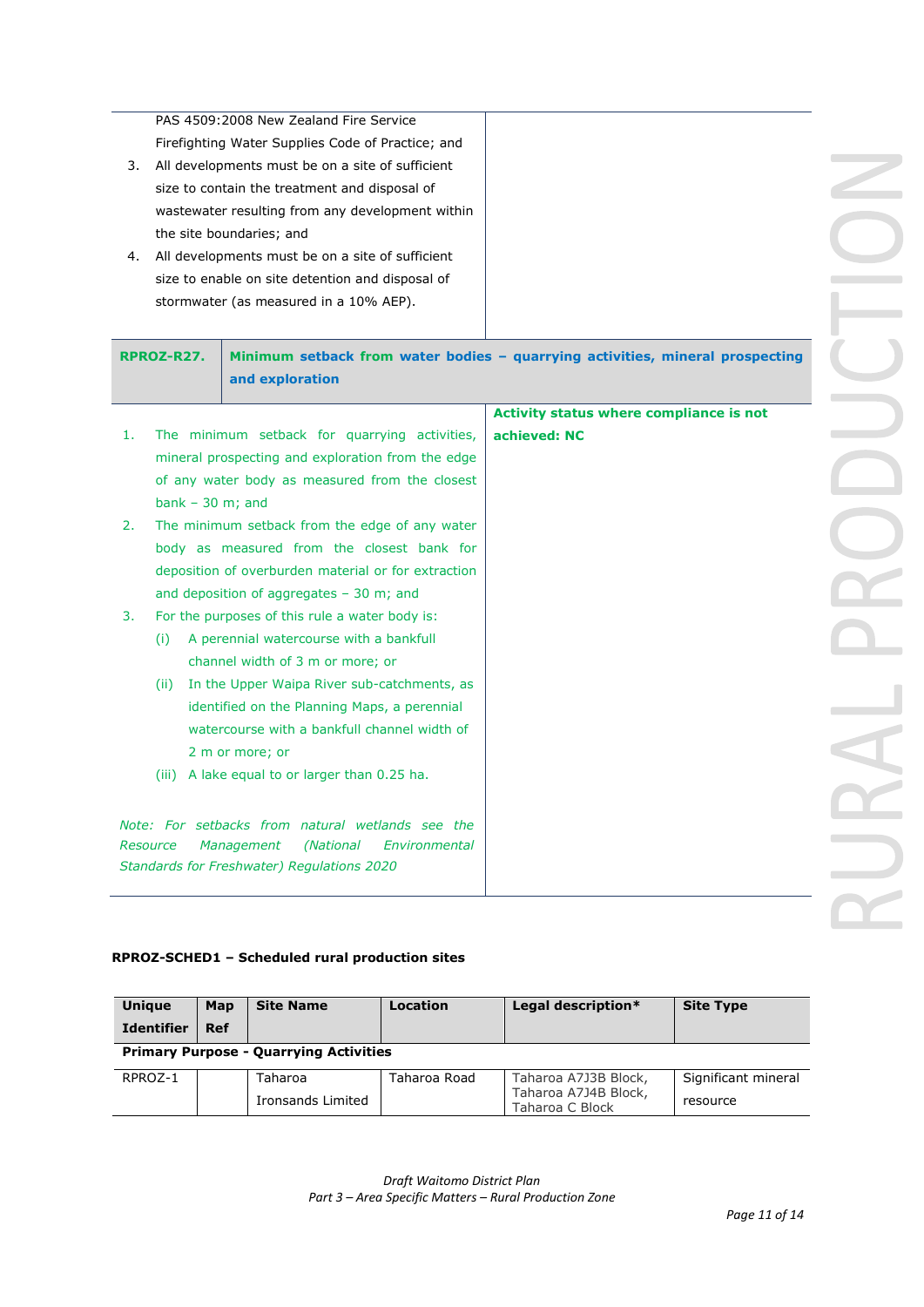PAS 4509:2008 New Zealand Fire Service Firefighting Water Supplies Code of Practice; and

3. All developments must be on a site of sufficient size to contain the treatment and disposal of wastewater resulting from any development within the site boundaries; and
4. All developments must be on a site of sufficient size to enable on site detention and disposal of stormwater (as measured in a 10% AEP).

| **RPROZ-R27.** | **Minimum setback from water bodies – quarrying activities, mineral prospecting and exploration** |
|---|---|
| 1. The minimum setback for quarrying activities, mineral prospecting and exploration from the edge of any water body as measured from the closest bank – 30 m; and<br>2. The minimum setback from the edge of any water body as measured from the closest bank for deposition of overburden material or for extraction and deposition of aggregates – 30 m; and<br>3. For the purposes of this rule a water body is:<br>(i) A perennial watercourse with a bankfull channel width of 3 m or more; or<br>(ii) In the Upper Waipa River sub-catchments, as identified on the Planning Maps, a perennial watercourse with a bankfull channel width of 2 m or more; or<br>(iii) A lake equal to or larger than 0.25 ha.<br><br>*Note: For setbacks from natural wetlands see the Resource Management (National Environmental Standards for Freshwater) Regulations 2020* | **Activity status where compliance is not achieved: NC** |

**RPROZ-SCHED1 – Scheduled rural production sites**

| Unique Identifier | Map Ref | Site Name | Location | Legal description* | Site Type |
|---|---|---|---|---|---|
| **Primary Purpose - Quarrying Activities** | | | | | |
| RPROZ-1 | | Taharoa Ironsands Limited | Taharoa Road | Taharoa A7J3B Block, Taharoa A7J4B Block, Taharoa C Block | Significant mineral resource |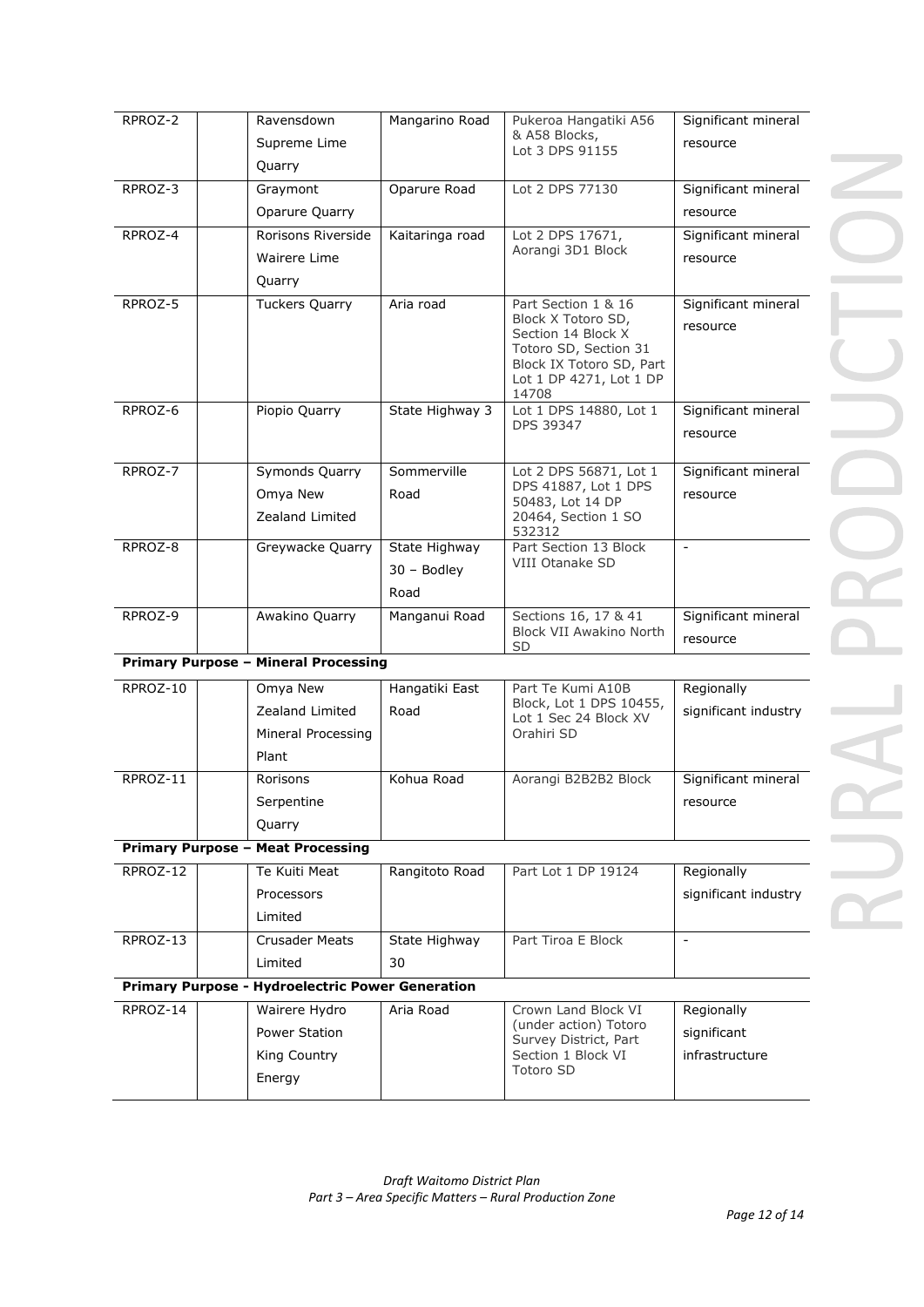| | | | | | |
|---|---|---|---|---|---|
| RPROZ-2 | | Ravensdown Supreme Lime Quarry | Mangarino Road | Pukeroa Hangatiki A56 & A58 Blocks, Lot 3 DPS 91155 | Significant mineral resource |
| RPROZ-3 | | Graymont Oparure Quarry | Oparure Road | Lot 2 DPS 77130 | Significant mineral resource |
| RPROZ-4 | | Rorisons Riverside Wairere Lime Quarry | Kaitaringa road | Lot 2 DPS 17671, Aorangi 3D1 Block | Significant mineral resource |
| RPROZ-5 | | Tuckers Quarry | Aria road | Part Section 1 & 16 Block X Totoro SD, Section 14 Block X Totoro SD, Section 31 Block IX Totoro SD, Part Lot 1 DP 4271, Lot 1 DP 14708 | Significant mineral resource |
| RPROZ-6 | | Piopio Quarry | State Highway 3 | Lot 1 DPS 14880, Lot 1 DPS 39347 | Significant mineral resource |
| RPROZ-7 | | Symonds Quarry Omya New Zealand Limited | Sommerville Road | Lot 2 DPS 56871, Lot 1 DPS 41887, Lot 1 DPS 50483, Lot 14 DP 20464, Section 1 SO 532312 | Significant mineral resource |
| RPROZ-8 | | Greywacke Quarry | State Highway 30 – Bodley Road | Part Section 13 Block VIII Otanake SD | - |
| RPROZ-9 | | Awakino Quarry | Manganui Road | Sections 16, 17 & 41 Block VII Awakino North SD | Significant mineral resource |
| **Primary Purpose – Mineral Processing** | | | | | |
| RPROZ-10 | | Omya New Zealand Limited Mineral Processing Plant | Hangatiki East Road | Part Te Kumi A10B Block, Lot 1 DPS 10455, Lot 1 Sec 24 Block XV Orahiri SD | Regionally significant industry |
| RPROZ-11 | | Rorisons Serpentine Quarry | Kohua Road | Aorangi B2B2B2 Block | Significant mineral resource |
| **Primary Purpose – Meat Processing** | | | | | |
| RPROZ-12 | | Te Kuiti Meat Processors Limited | Rangitoto Road | Part Lot 1 DP 19124 | Regionally significant industry |
| RPROZ-13 | | Crusader Meats Limited | State Highway 30 | Part Tiroa E Block | - |
| **Primary Purpose - Hydroelectric Power Generation** | | | | | |
| RPROZ-14 | | Wairere Hydro Power Station King Country Energy | Aria Road | Crown Land Block VI (under action) Totoro Survey District, Part Section 1 Block VI Totoro SD | Regionally significant infrastructure |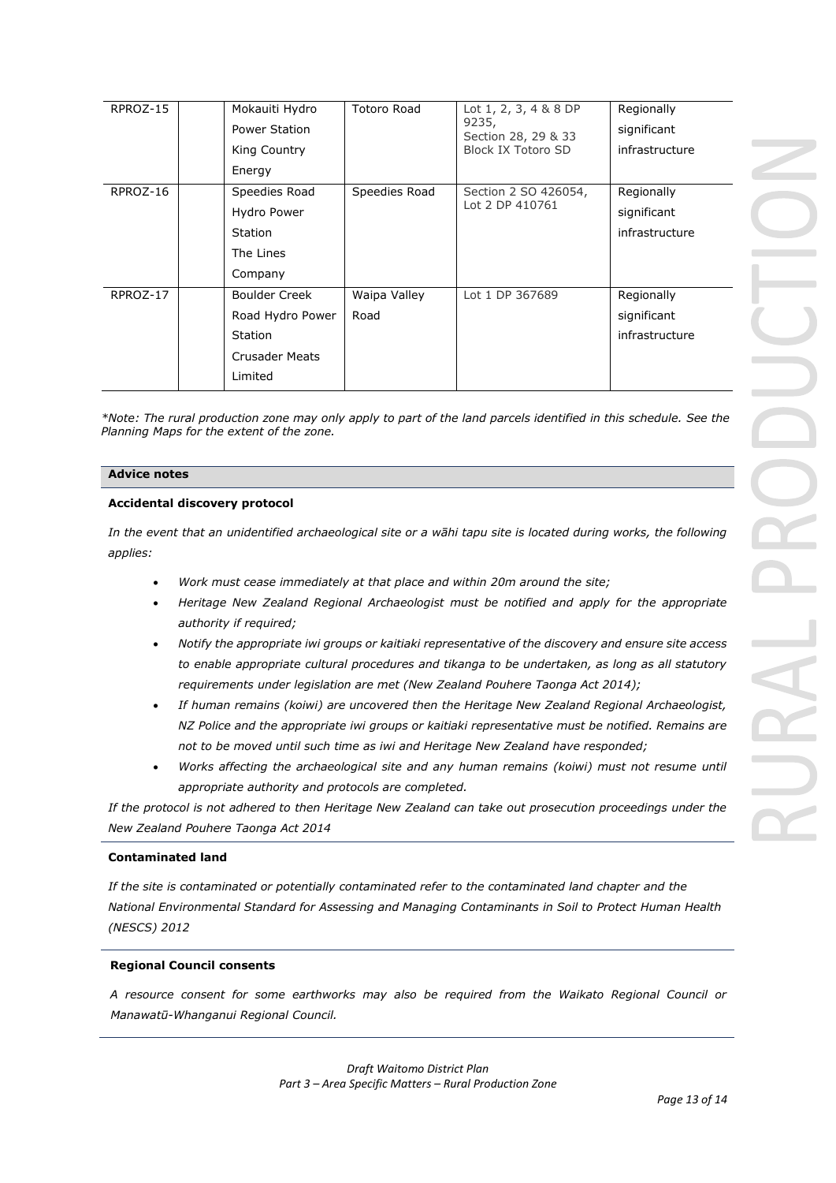| RPROZ-15 | | Mokauiti Hydro Power Station King Country Energy | Totoro Road | Lot 1, 2, 3, 4 & 8 DP 9235, Section 28, 29 & 33 Block IX Totoro SD | Regionally significant infrastructure |
|---|---|---|---|---|---|
| RPROZ-16 | | Speedies Road Hydro Power Station The Lines Company | Speedies Road | Section 2 SO 426054, Lot 2 DP 410761 | Regionally significant infrastructure |
| RPROZ-17 | | Boulder Creek Road Hydro Power Station Crusader Meats Limited | Waipa Valley Road | Lot 1 DP 367689 | Regionally significant infrastructure |

*\*Note: The rural production zone may only apply to part of the land parcels identified in this schedule. See the Planning Maps for the extent of the zone.*

**Advice notes**

**Accidental discovery protocol**

*In the event that an unidentified archaeological site or a wāhi tapu site is located during works, the following applies:*

- *Work must cease immediately at that place and within 20m around the site;*
- *Heritage New Zealand Regional Archaeologist must be notified and apply for the appropriate authority if required;*
- *Notify the appropriate iwi groups or kaitiaki representative of the discovery and ensure site access to enable appropriate cultural procedures and tikanga to be undertaken, as long as all statutory requirements under legislation are met (New Zealand Pouhere Taonga Act 2014);*
- *If human remains (koiwi) are uncovered then the Heritage New Zealand Regional Archaeologist, NZ Police and the appropriate iwi groups or kaitiaki representative must be notified. Remains are not to be moved until such time as iwi and Heritage New Zealand have responded;*
- *Works affecting the archaeological site and any human remains (koiwi) must not resume until appropriate authority and protocols are completed.*

*If the protocol is not adhered to then Heritage New Zealand can take out prosecution proceedings under the New Zealand Pouhere Taonga Act 2014*

**Contaminated land**

*If the site is contaminated or potentially contaminated refer to the contaminated land chapter and the National Environmental Standard for Assessing and Managing Contaminants in Soil to Protect Human Health (NESCS) 2012*

**Regional Council consents**

*A resource consent for some earthworks may also be required from the Waikato Regional Council or Manawatū-Whanganui Regional Council.*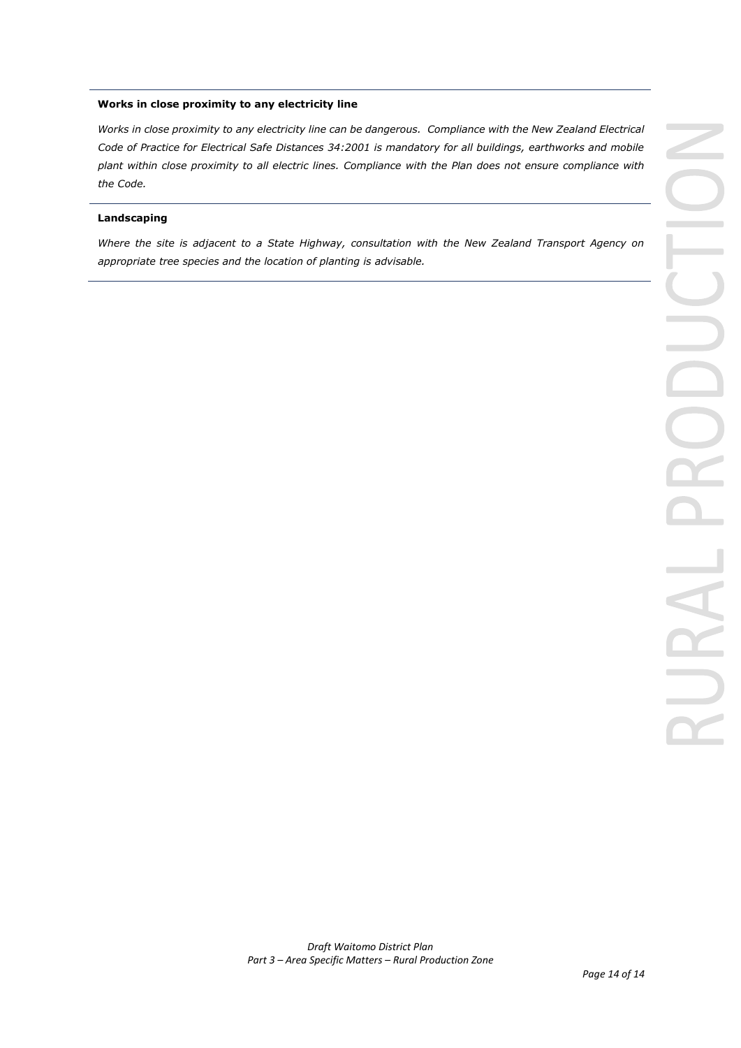**Works in close proximity to any electricity line**

*Works in close proximity to any electricity line can be dangerous. Compliance with the New Zealand Electrical Code of Practice for Electrical Safe Distances 34:2001 is mandatory for all buildings, earthworks and mobile plant within close proximity to all electric lines. Compliance with the Plan does not ensure compliance with the Code.*

**Landscaping**

*Where the site is adjacent to a State Highway, consultation with the New Zealand Transport Agency on appropriate tree species and the location of planting is advisable.*